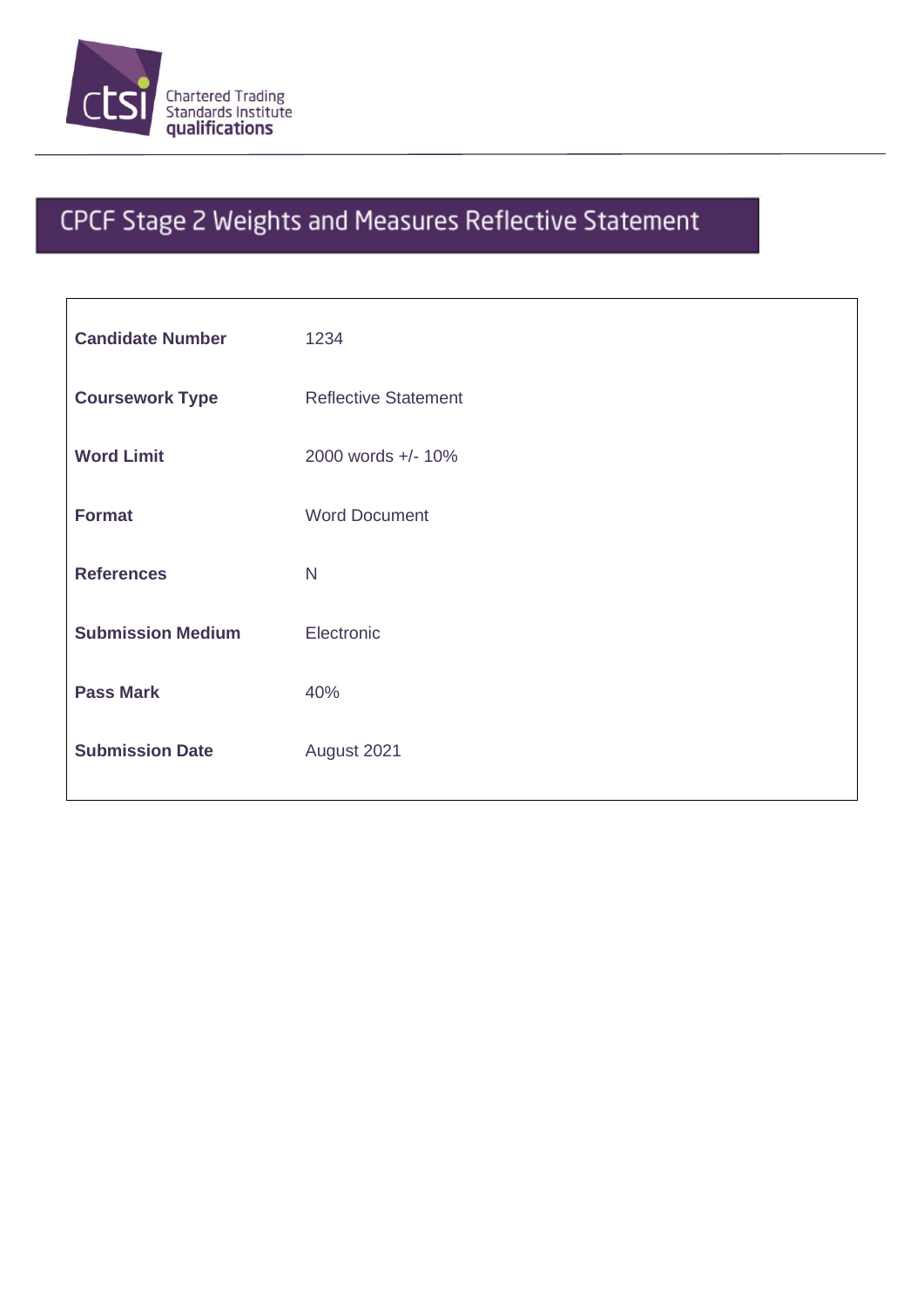Chartered Trading Standards Institute qualifications

# CPCF Stage 2 Weights and Measures Reflective Statement

| | |
|---|---|
| **Candidate Number** | 1234 |
| **Coursework Type** | Reflective Statement |
| **Word Limit** | 2000 words +/- 10% |
| **Format** | Word Document |
| **References** | N |
| **Submission Medium** | Electronic |
| **Pass Mark** | 40% |
| **Submission Date** | August 2021 |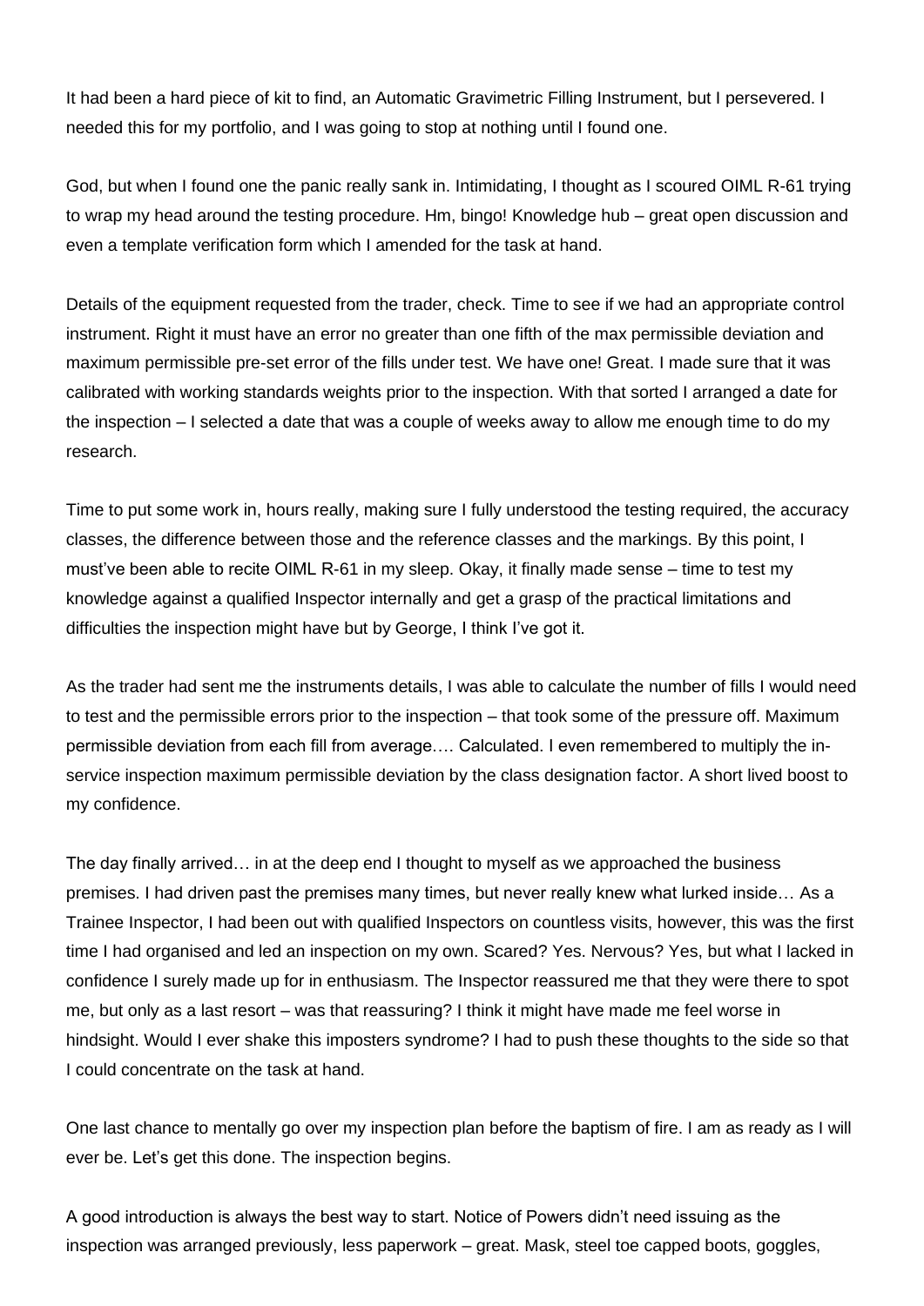It had been a hard piece of kit to find, an Automatic Gravimetric Filling Instrument, but I persevered. I needed this for my portfolio, and I was going to stop at nothing until I found one.

God, but when I found one the panic really sank in. Intimidating, I thought as I scoured OIML R-61 trying to wrap my head around the testing procedure. Hm, bingo! Knowledge hub – great open discussion and even a template verification form which I amended for the task at hand.

Details of the equipment requested from the trader, check. Time to see if we had an appropriate control instrument. Right it must have an error no greater than one fifth of the max permissible deviation and maximum permissible pre-set error of the fills under test. We have one! Great. I made sure that it was calibrated with working standards weights prior to the inspection. With that sorted I arranged a date for the inspection – I selected a date that was a couple of weeks away to allow me enough time to do my research.

Time to put some work in, hours really, making sure I fully understood the testing required, the accuracy classes, the difference between those and the reference classes and the markings. By this point, I must've been able to recite OIML R-61 in my sleep. Okay, it finally made sense – time to test my knowledge against a qualified Inspector internally and get a grasp of the practical limitations and difficulties the inspection might have but by George, I think I've got it.

As the trader had sent me the instruments details, I was able to calculate the number of fills I would need to test and the permissible errors prior to the inspection – that took some of the pressure off. Maximum permissible deviation from each fill from average…. Calculated. I even remembered to multiply the in-service inspection maximum permissible deviation by the class designation factor. A short lived boost to my confidence.

The day finally arrived… in at the deep end I thought to myself as we approached the business premises. I had driven past the premises many times, but never really knew what lurked inside… As a Trainee Inspector, I had been out with qualified Inspectors on countless visits, however, this was the first time I had organised and led an inspection on my own. Scared? Yes. Nervous? Yes, but what I lacked in confidence I surely made up for in enthusiasm. The Inspector reassured me that they were there to spot me, but only as a last resort – was that reassuring? I think it might have made me feel worse in hindsight. Would I ever shake this imposters syndrome? I had to push these thoughts to the side so that I could concentrate on the task at hand.

One last chance to mentally go over my inspection plan before the baptism of fire. I am as ready as I will ever be. Let's get this done. The inspection begins.

A good introduction is always the best way to start. Notice of Powers didn't need issuing as the inspection was arranged previously, less paperwork – great. Mask, steel toe capped boots, goggles,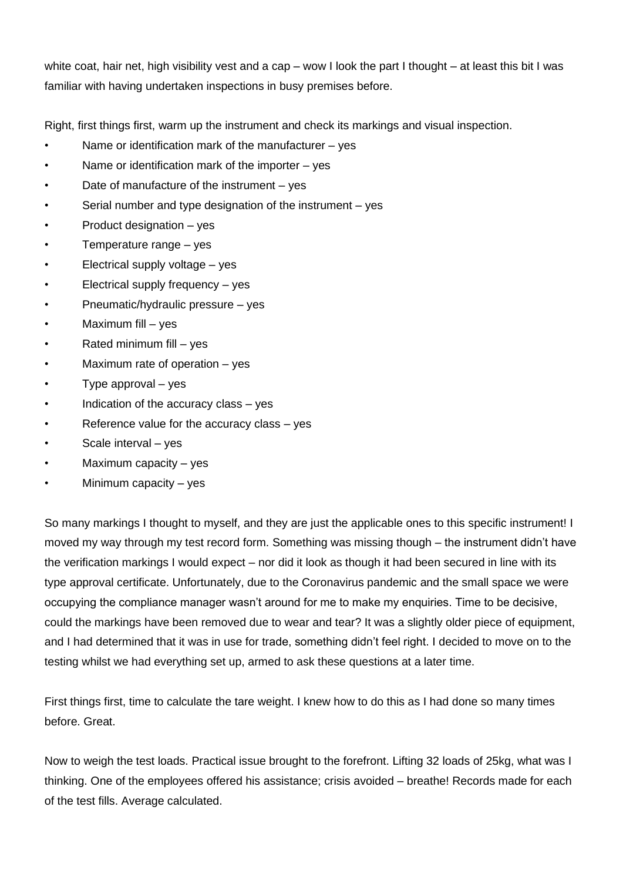white coat, hair net, high visibility vest and a cap – wow I look the part I thought – at least this bit I was familiar with having undertaken inspections in busy premises before.

Right, first things first, warm up the instrument and check its markings and visual inspection.

- Name or identification mark of the manufacturer – yes
- Name or identification mark of the importer – yes
- Date of manufacture of the instrument – yes
- Serial number and type designation of the instrument – yes
- Product designation – yes
- Temperature range – yes
- Electrical supply voltage – yes
- Electrical supply frequency – yes
- Pneumatic/hydraulic pressure – yes
- Maximum fill – yes
- Rated minimum fill – yes
- Maximum rate of operation – yes
- Type approval – yes
- Indication of the accuracy class – yes
- Reference value for the accuracy class – yes
- Scale interval – yes
- Maximum capacity – yes
- Minimum capacity – yes

So many markings I thought to myself, and they are just the applicable ones to this specific instrument! I moved my way through my test record form. Something was missing though – the instrument didn't have the verification markings I would expect – nor did it look as though it had been secured in line with its type approval certificate. Unfortunately, due to the Coronavirus pandemic and the small space we were occupying the compliance manager wasn't around for me to make my enquiries. Time to be decisive, could the markings have been removed due to wear and tear? It was a slightly older piece of equipment, and I had determined that it was in use for trade, something didn't feel right. I decided to move on to the testing whilst we had everything set up, armed to ask these questions at a later time.

First things first, time to calculate the tare weight. I knew how to do this as I had done so many times before. Great.

Now to weigh the test loads. Practical issue brought to the forefront. Lifting 32 loads of 25kg, what was I thinking. One of the employees offered his assistance; crisis avoided – breathe! Records made for each of the test fills. Average calculated.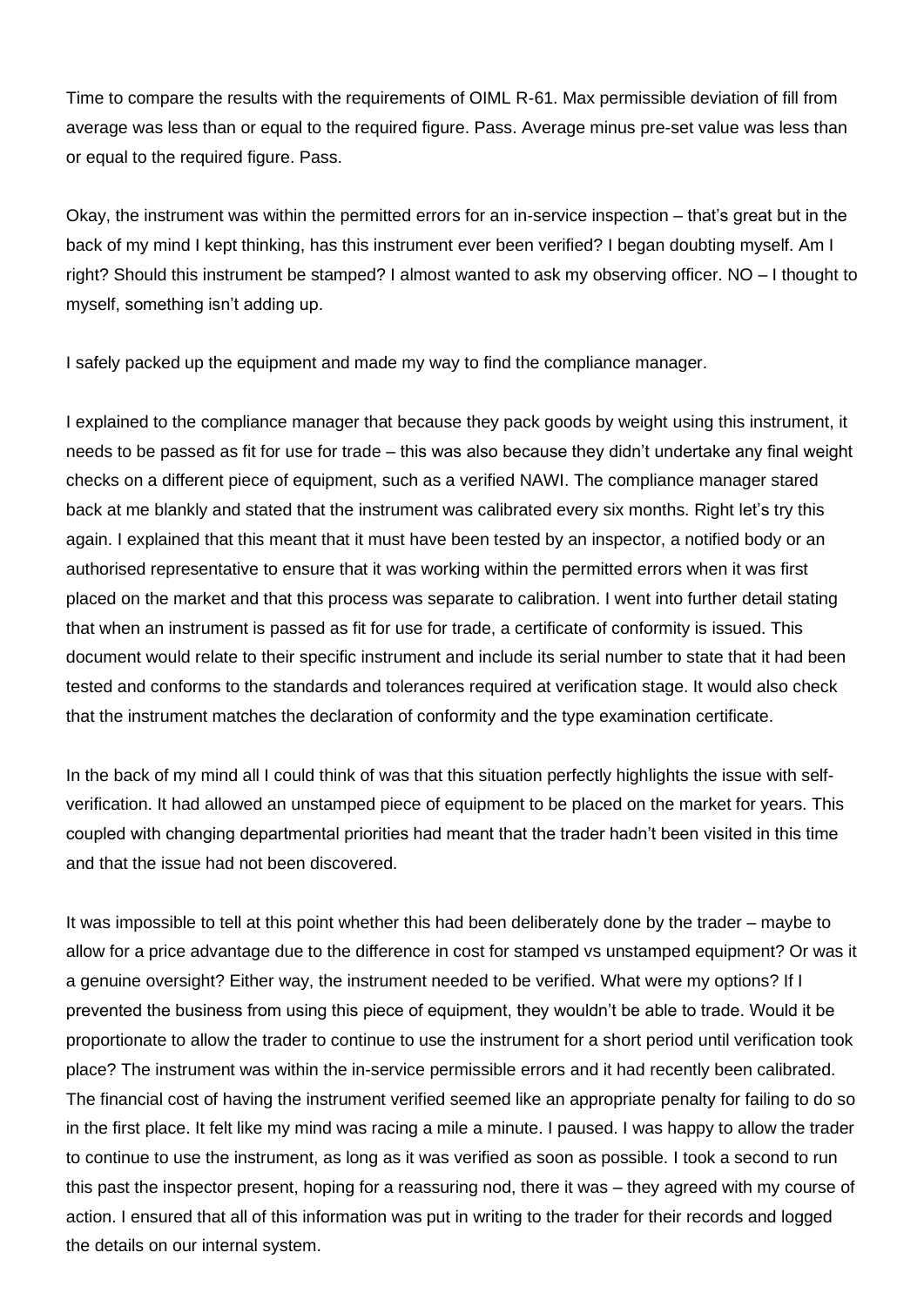Time to compare the results with the requirements of OIML R-61. Max permissible deviation of fill from average was less than or equal to the required figure. Pass. Average minus pre-set value was less than or equal to the required figure. Pass.

Okay, the instrument was within the permitted errors for an in-service inspection – that's great but in the back of my mind I kept thinking, has this instrument ever been verified? I began doubting myself. Am I right? Should this instrument be stamped? I almost wanted to ask my observing officer. NO – I thought to myself, something isn't adding up.

I safely packed up the equipment and made my way to find the compliance manager.

I explained to the compliance manager that because they pack goods by weight using this instrument, it needs to be passed as fit for use for trade – this was also because they didn't undertake any final weight checks on a different piece of equipment, such as a verified NAWI. The compliance manager stared back at me blankly and stated that the instrument was calibrated every six months. Right let's try this again. I explained that this meant that it must have been tested by an inspector, a notified body or an authorised representative to ensure that it was working within the permitted errors when it was first placed on the market and that this process was separate to calibration. I went into further detail stating that when an instrument is passed as fit for use for trade, a certificate of conformity is issued. This document would relate to their specific instrument and include its serial number to state that it had been tested and conforms to the standards and tolerances required at verification stage. It would also check that the instrument matches the declaration of conformity and the type examination certificate.

In the back of my mind all I could think of was that this situation perfectly highlights the issue with self-verification. It had allowed an unstamped piece of equipment to be placed on the market for years. This coupled with changing departmental priorities had meant that the trader hadn't been visited in this time and that the issue had not been discovered.

It was impossible to tell at this point whether this had been deliberately done by the trader – maybe to allow for a price advantage due to the difference in cost for stamped vs unstamped equipment? Or was it a genuine oversight? Either way, the instrument needed to be verified. What were my options? If I prevented the business from using this piece of equipment, they wouldn't be able to trade. Would it be proportionate to allow the trader to continue to use the instrument for a short period until verification took place? The instrument was within the in-service permissible errors and it had recently been calibrated. The financial cost of having the instrument verified seemed like an appropriate penalty for failing to do so in the first place. It felt like my mind was racing a mile a minute. I paused. I was happy to allow the trader to continue to use the instrument, as long as it was verified as soon as possible. I took a second to run this past the inspector present, hoping for a reassuring nod, there it was – they agreed with my course of action. I ensured that all of this information was put in writing to the trader for their records and logged the details on our internal system.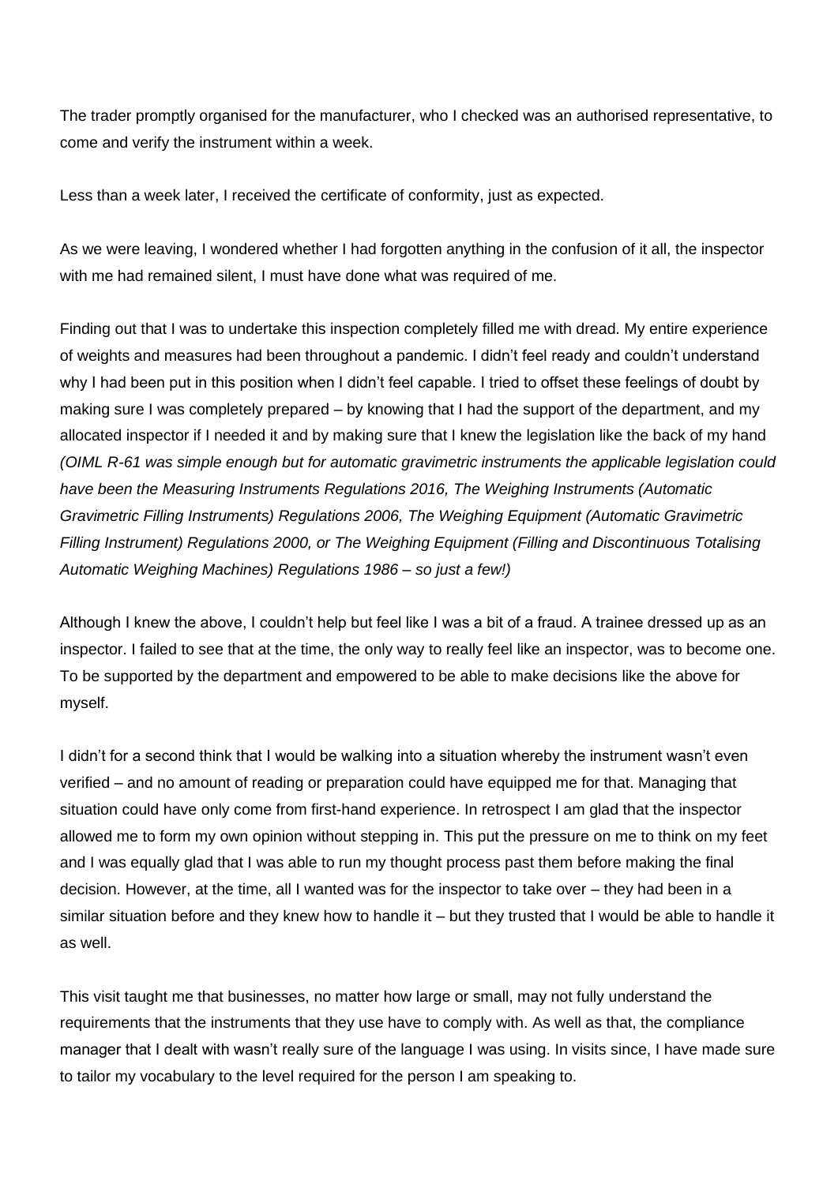The trader promptly organised for the manufacturer, who I checked was an authorised representative, to come and verify the instrument within a week.

Less than a week later, I received the certificate of conformity, just as expected.

As we were leaving, I wondered whether I had forgotten anything in the confusion of it all, the inspector with me had remained silent, I must have done what was required of me.

Finding out that I was to undertake this inspection completely filled me with dread. My entire experience of weights and measures had been throughout a pandemic. I didn't feel ready and couldn't understand why I had been put in this position when I didn't feel capable. I tried to offset these feelings of doubt by making sure I was completely prepared – by knowing that I had the support of the department, and my allocated inspector if I needed it and by making sure that I knew the legislation like the back of my hand *(OIML R-61 was simple enough but for automatic gravimetric instruments the applicable legislation could have been the Measuring Instruments Regulations 2016, The Weighing Instruments (Automatic Gravimetric Filling Instruments) Regulations 2006, The Weighing Equipment (Automatic Gravimetric Filling Instrument) Regulations 2000, or The Weighing Equipment (Filling and Discontinuous Totalising Automatic Weighing Machines) Regulations 1986 – so just a few!)*

Although I knew the above, I couldn't help but feel like I was a bit of a fraud. A trainee dressed up as an inspector. I failed to see that at the time, the only way to really feel like an inspector, was to become one. To be supported by the department and empowered to be able to make decisions like the above for myself.

I didn't for a second think that I would be walking into a situation whereby the instrument wasn't even verified – and no amount of reading or preparation could have equipped me for that. Managing that situation could have only come from first-hand experience. In retrospect I am glad that the inspector allowed me to form my own opinion without stepping in. This put the pressure on me to think on my feet and I was equally glad that I was able to run my thought process past them before making the final decision. However, at the time, all I wanted was for the inspector to take over – they had been in a similar situation before and they knew how to handle it – but they trusted that I would be able to handle it as well.

This visit taught me that businesses, no matter how large or small, may not fully understand the requirements that the instruments that they use have to comply with. As well as that, the compliance manager that I dealt with wasn't really sure of the language I was using. In visits since, I have made sure to tailor my vocabulary to the level required for the person I am speaking to.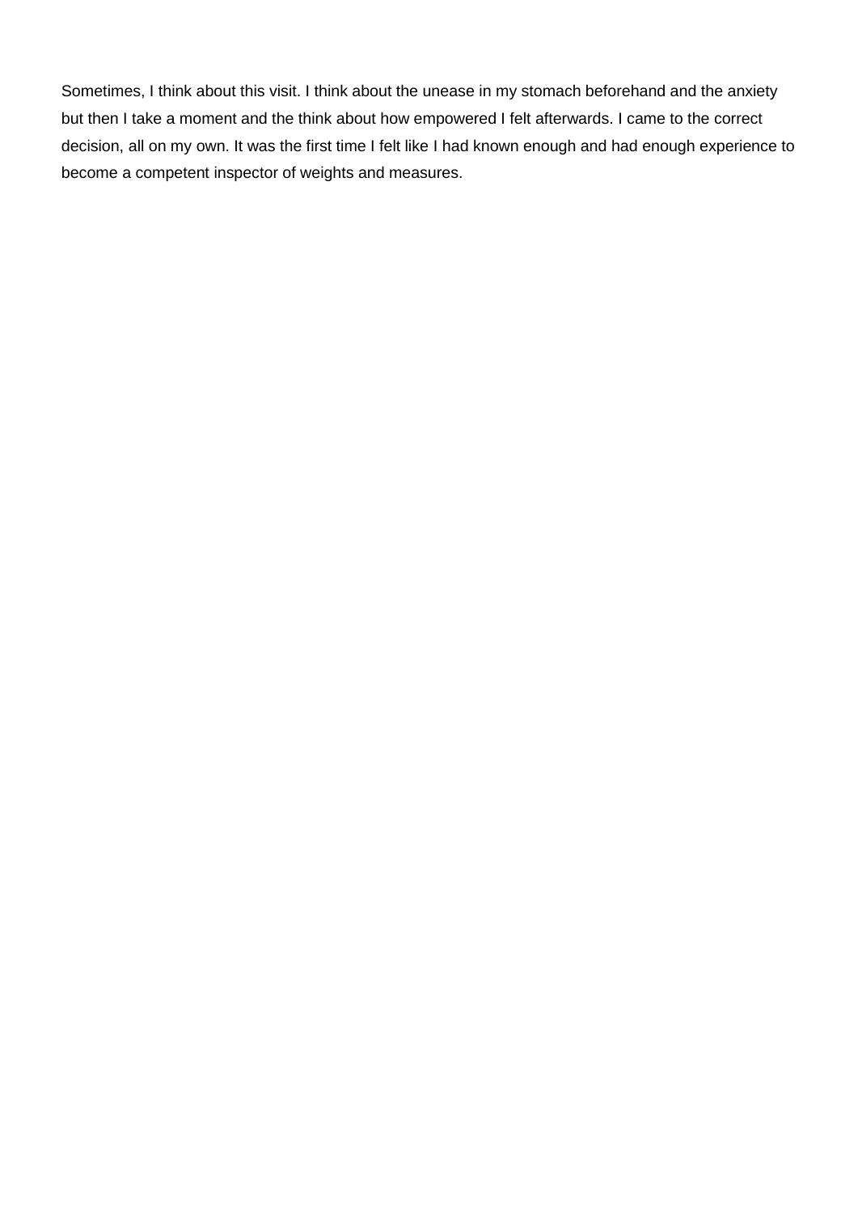Sometimes, I think about this visit. I think about the unease in my stomach beforehand and the anxiety but then I take a moment and the think about how empowered I felt afterwards. I came to the correct decision, all on my own. It was the first time I felt like I had known enough and had enough experience to become a competent inspector of weights and measures.